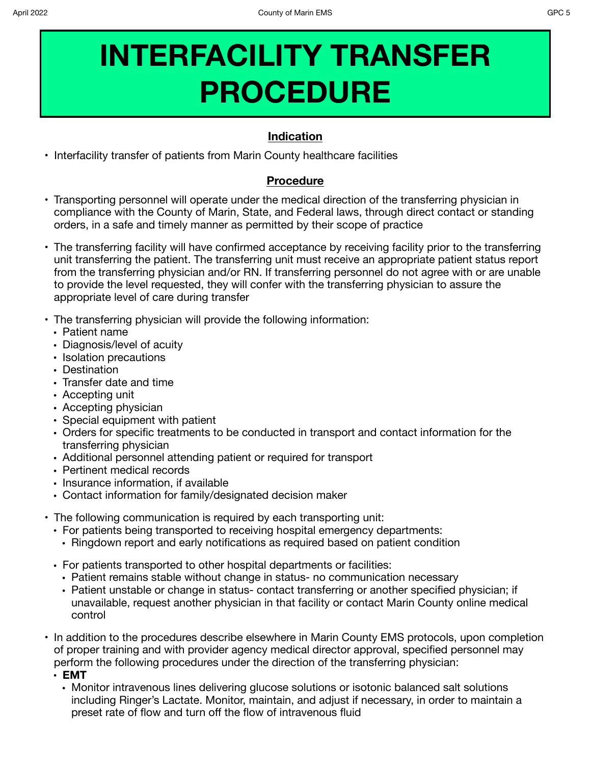# INTERFACILITY TRANSFER PROCEDURE

## Indication

- Interfacility transfer of patients from Marin County healthcare facilities

## Procedure

- Transporting personnel will operate under the medical direction of the transferring physician in compliance with the County of Marin, State, and Federal laws, through direct contact or standing orders, in a safe and timely manner as permitted by their scope of practice

- The transferring facility will have confirmed acceptance by receiving facility prior to the transferring unit transferring the patient. The transferring unit must receive an appropriate patient status report from the transferring physician and/or RN. If transferring personnel do not agree with or are unable to provide the level requested, they will confer with the transferring physician to assure the appropriate level of care during transfer

- The transferring physician will provide the following information:
  - Patient name
  - Diagnosis/level of acuity
  - Isolation precautions
  - Destination
  - Transfer date and time
  - Accepting unit
  - Accepting physician
  - Special equipment with patient
  - Orders for specific treatments to be conducted in transport and contact information for the transferring physician
  - Additional personnel attending patient or required for transport
  - Pertinent medical records
  - Insurance information, if available
  - Contact information for family/designated decision maker

- The following communication is required by each transporting unit:
  - For patients being transported to receiving hospital emergency departments:
    - Ringdown report and early notifications as required based on patient condition
  - For patients transported to other hospital departments or facilities:
    - Patient remains stable without change in status- no communication necessary
    - Patient unstable or change in status- contact transferring or another specified physician; if unavailable, request another physician in that facility or contact Marin County online medical control

- In addition to the procedures describe elsewhere in Marin County EMS protocols, upon completion of proper training and with provider agency medical director approval, specified personnel may perform the following procedures under the direction of the transferring physician:
  - **EMT**
    - Monitor intravenous lines delivering glucose solutions or isotonic balanced salt solutions including Ringer's Lactate. Monitor, maintain, and adjust if necessary, in order to maintain a preset rate of flow and turn off the flow of intravenous fluid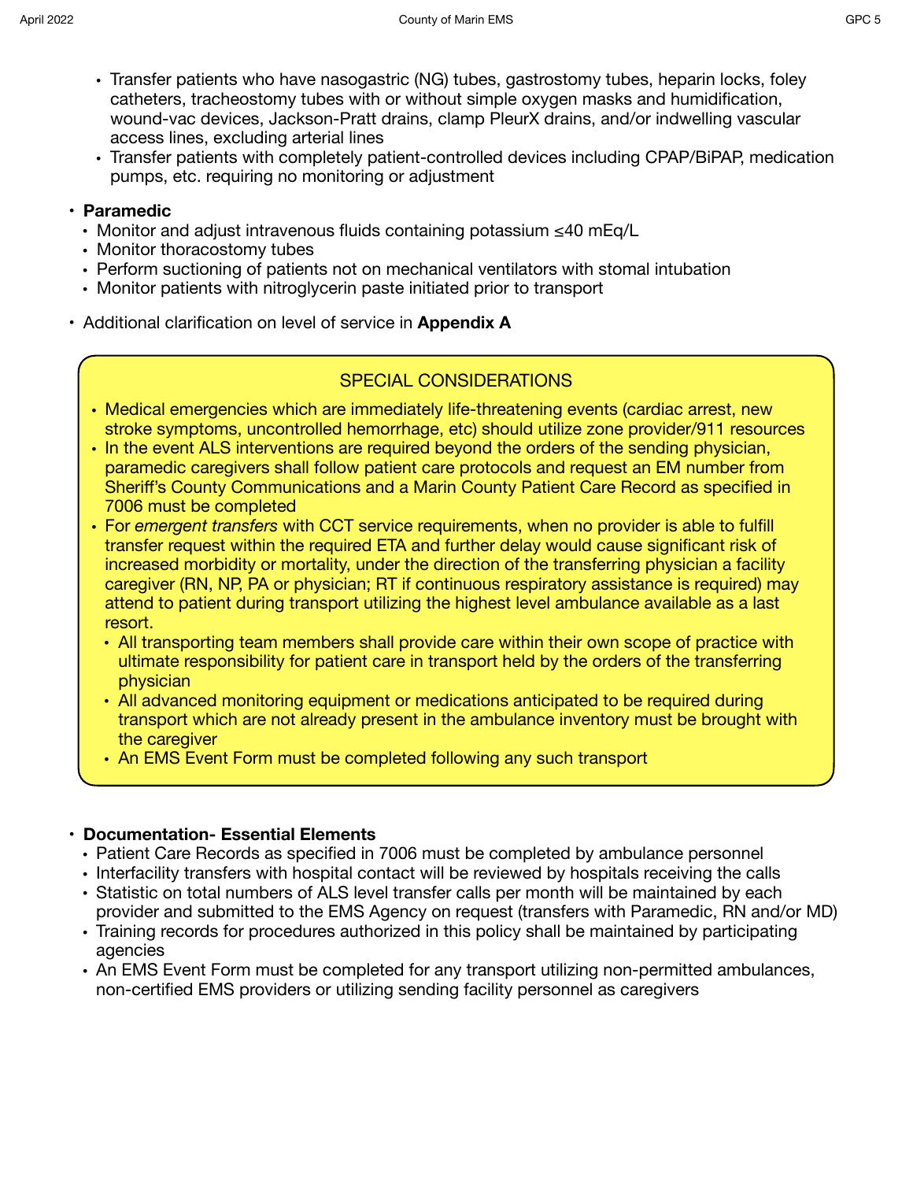- Transfer patients who have nasogastric (NG) tubes, gastrostomy tubes, heparin locks, foley catheters, tracheostomy tubes with or without simple oxygen masks and humidification, wound-vac devices, Jackson-Pratt drains, clamp PleurX drains, and/or indwelling vascular access lines, excluding arterial lines
- Transfer patients with completely patient-controlled devices including CPAP/BiPAP, medication pumps, etc. requiring no monitoring or adjustment

- **Paramedic**
  - Monitor and adjust intravenous fluids containing potassium ≤40 mEq/L
  - Monitor thoracostomy tubes
  - Perform suctioning of patients not on mechanical ventilators with stomal intubation
  - Monitor patients with nitroglycerin paste initiated prior to transport
- Additional clarification on level of service in **Appendix A**

## SPECIAL CONSIDERATIONS

- Medical emergencies which are immediately life-threatening events (cardiac arrest, new stroke symptoms, uncontrolled hemorrhage, etc) should utilize zone provider/911 resources
- In the event ALS interventions are required beyond the orders of the sending physician, paramedic caregivers shall follow patient care protocols and request an EM number from Sheriff's County Communications and a Marin County Patient Care Record as specified in 7006 must be completed
- For *emergent transfers* with CCT service requirements, when no provider is able to fulfill transfer request within the required ETA and further delay would cause significant risk of increased morbidity or mortality, under the direction of the transferring physician a facility caregiver (RN, NP, PA or physician; RT if continuous respiratory assistance is required) may attend to patient during transport utilizing the highest level ambulance available as a last resort.
  - All transporting team members shall provide care within their own scope of practice with ultimate responsibility for patient care in transport held by the orders of the transferring physician
  - All advanced monitoring equipment or medications anticipated to be required during transport which are not already present in the ambulance inventory must be brought with the caregiver
  - An EMS Event Form must be completed following any such transport

- **Documentation- Essential Elements**
  - Patient Care Records as specified in 7006 must be completed by ambulance personnel
  - Interfacility transfers with hospital contact will be reviewed by hospitals receiving the calls
  - Statistic on total numbers of ALS level transfer calls per month will be maintained by each provider and submitted to the EMS Agency on request (transfers with Paramedic, RN and/or MD)
  - Training records for procedures authorized in this policy shall be maintained by participating agencies
  - An EMS Event Form must be completed for any transport utilizing non-permitted ambulances, non-certified EMS providers or utilizing sending facility personnel as caregivers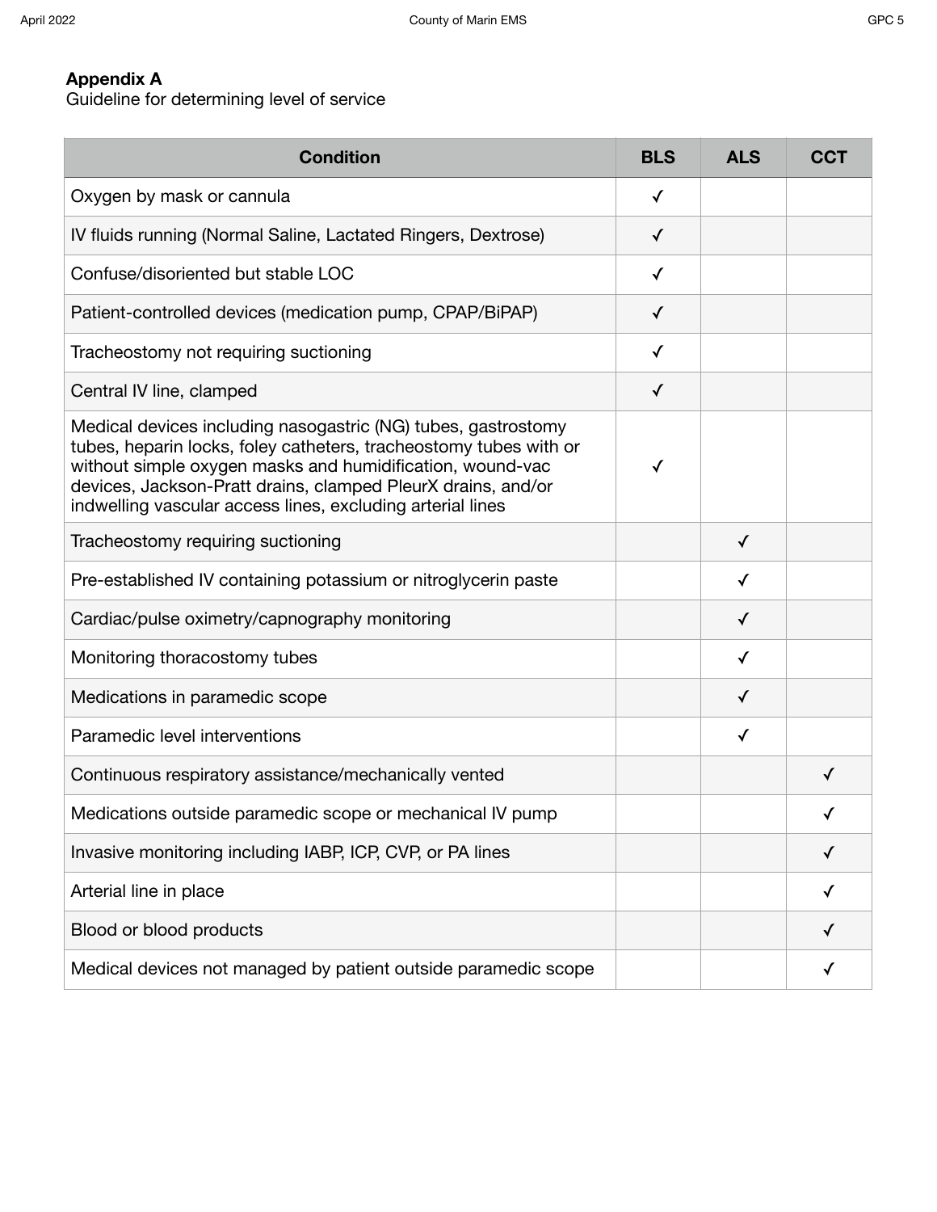**Appendix A**

Guideline for determining level of service

| Condition | BLS | ALS | CCT |
|---|---|---|---|
| Oxygen by mask or cannula | ✓ | | |
| IV fluids running (Normal Saline, Lactated Ringers, Dextrose) | ✓ | | |
| Confuse/disoriented but stable LOC | ✓ | | |
| Patient-controlled devices (medication pump, CPAP/BiPAP) | ✓ | | |
| Tracheostomy not requiring suctioning | ✓ | | |
| Central IV line, clamped | ✓ | | |
| Medical devices including nasogastric (NG) tubes, gastrostomy tubes, heparin locks, foley catheters, tracheostomy tubes with or without simple oxygen masks and humidification, wound-vac devices, Jackson-Pratt drains, clamped PleurX drains, and/or indwelling vascular access lines, excluding arterial lines | ✓ | | |
| Tracheostomy requiring suctioning | | ✓ | |
| Pre-established IV containing potassium or nitroglycerin paste | | ✓ | |
| Cardiac/pulse oximetry/capnography monitoring | | ✓ | |
| Monitoring thoracostomy tubes | | ✓ | |
| Medications in paramedic scope | | ✓ | |
| Paramedic level interventions | | ✓ | |
| Continuous respiratory assistance/mechanically vented | | | ✓ |
| Medications outside paramedic scope or mechanical IV pump | | | ✓ |
| Invasive monitoring including IABP, ICP, CVP, or PA lines | | | ✓ |
| Arterial line in place | | | ✓ |
| Blood or blood products | | | ✓ |
| Medical devices not managed by patient outside paramedic scope | | | ✓ |